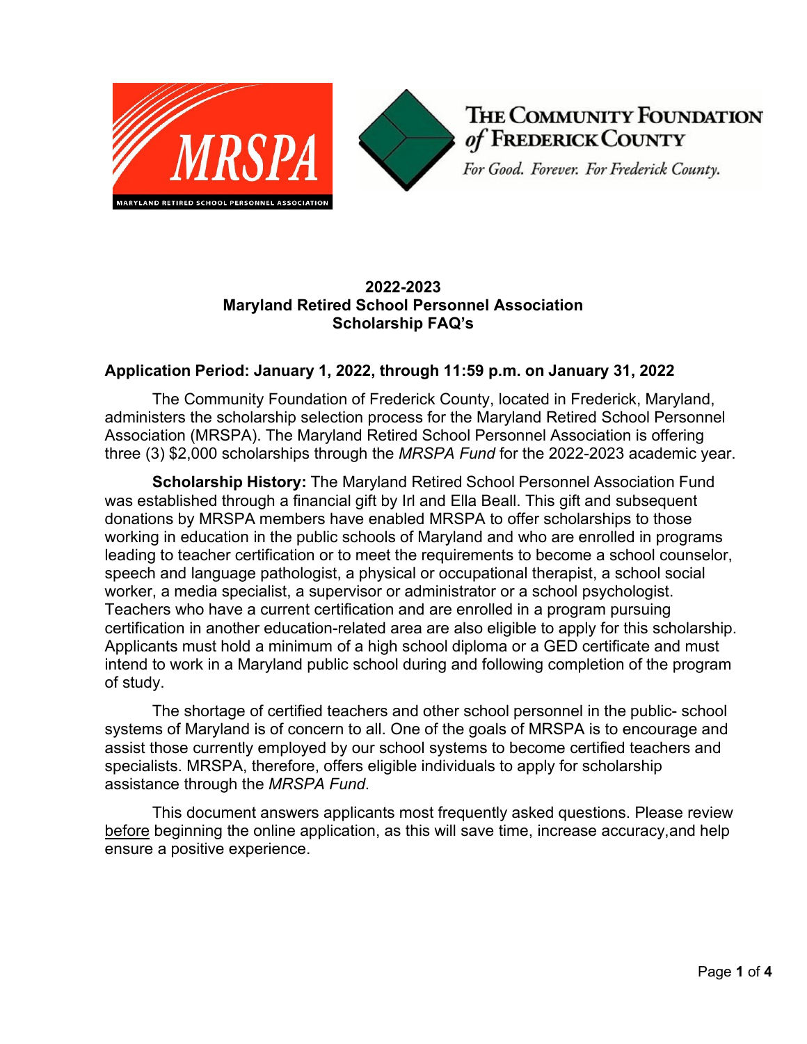# 2022-2023
# Maryland Retired School Personnel Association
# Scholarship FAQ's

## Application Period: January 1, 2022, through 11:59 p.m. on January 31, 2022

The Community Foundation of Frederick County, located in Frederick, Maryland, administers the scholarship selection process for the Maryland Retired School Personnel Association (MRSPA). The Maryland Retired School Personnel Association is offering three (3) $2,000 scholarships through the *MRSPA Fund* for the 2022-2023 academic year.

**Scholarship History:** The Maryland Retired School Personnel Association Fund was established through a financial gift by Irl and Ella Beall. This gift and subsequent donations by MRSPA members have enabled MRSPA to offer scholarships to those working in education in the public schools of Maryland and who are enrolled in programs leading to teacher certification or to meet the requirements to become a school counselor, speech and language pathologist, a physical or occupational therapist, a school social worker, a media specialist, a supervisor or administrator or a school psychologist. Teachers who have a current certification and are enrolled in a program pursuing certification in another education-related area are also eligible to apply for this scholarship. Applicants must hold a minimum of a high school diploma or a GED certificate and must intend to work in a Maryland public school during and following completion of the program of study.

The shortage of certified teachers and other school personnel in the public- school systems of Maryland is of concern to all. One of the goals of MRSPA is to encourage and assist those currently employed by our school systems to become certified teachers and specialists. MRSPA, therefore, offers eligible individuals to apply for scholarship assistance through the *MRSPA Fund*.

This document answers applicants most frequently asked questions. Please review before beginning the online application, as this will save time, increase accuracy,and help ensure a positive experience.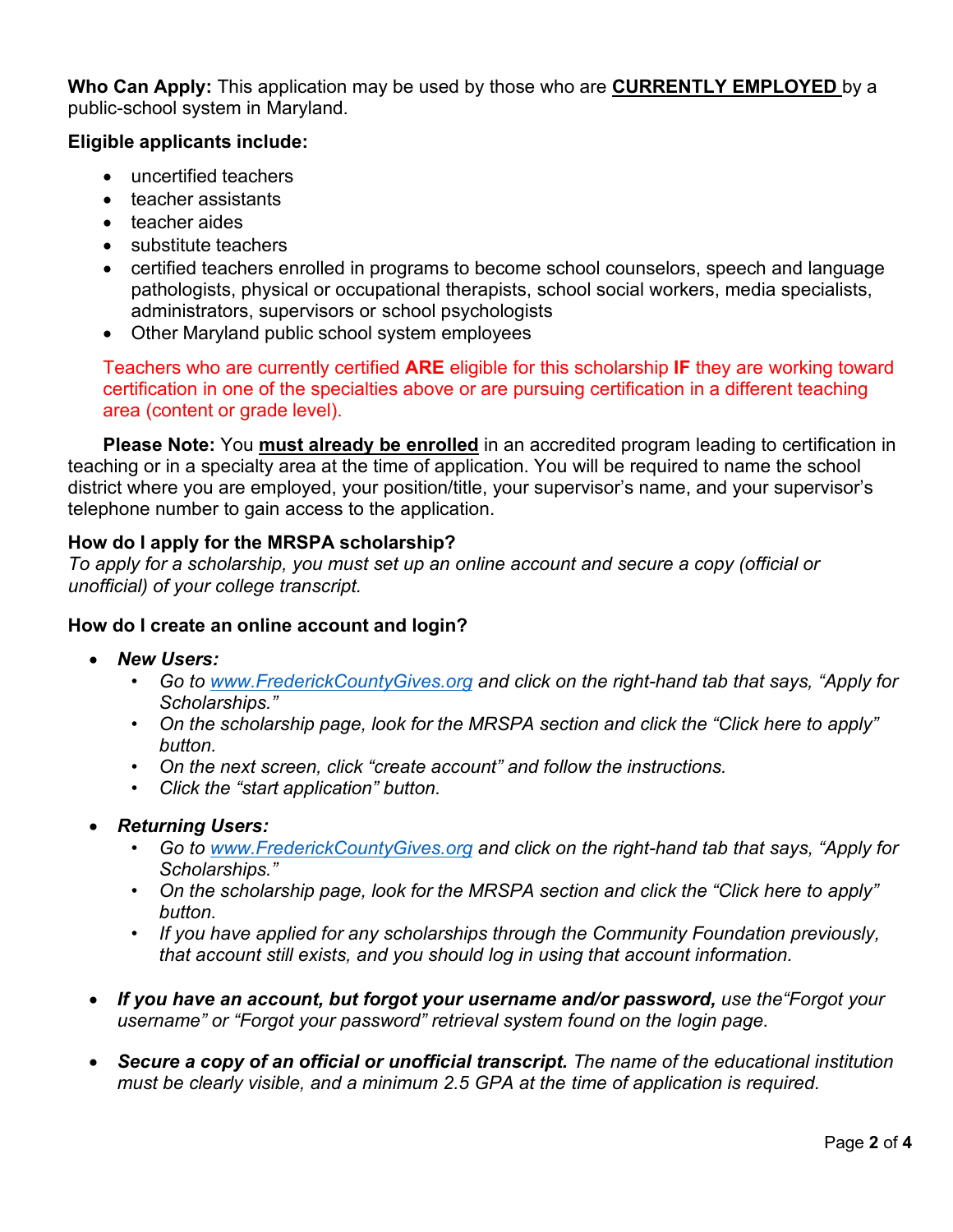**Who Can Apply:** This application may be used by those who are **CURRENTLY EMPLOYED** by a public-school system in Maryland.

**Eligible applicants include:**

- uncertified teachers
- teacher assistants
- teacher aides
- substitute teachers
- certified teachers enrolled in programs to become school counselors, speech and language pathologists, physical or occupational therapists, school social workers, media specialists, administrators, supervisors or school psychologists
- Other Maryland public school system employees

Teachers who are currently certified **ARE** eligible for this scholarship **IF** they are working toward certification in one of the specialties above or are pursuing certification in a different teaching area (content or grade level).

**Please Note:** You **must already be enrolled** in an accredited program leading to certification in teaching or in a specialty area at the time of application. You will be required to name the school district where you are employed, your position/title, your supervisor's name, and your supervisor's telephone number to gain access to the application.

**How do I apply for the MRSPA scholarship?**
*To apply for a scholarship, you must set up an online account and secure a copy (official or unofficial) of your college transcript.*

**How do I create an online account and login?**

- ***New Users:***
  - *Go to www.FrederickCountyGives.org and click on the right-hand tab that says, "Apply for Scholarships."*
  - *On the scholarship page, look for the MRSPA section and click the "Click here to apply" button.*
  - *On the next screen, click "create account" and follow the instructions.*
  - *Click the "start application" button.*

- ***Returning Users:***
  - *Go to www.FrederickCountyGives.org and click on the right-hand tab that says, "Apply for Scholarships."*
  - *On the scholarship page, look for the MRSPA section and click the "Click here to apply" button.*
  - *If you have applied for any scholarships through the Community Foundation previously, that account still exists, and you should log in using that account information.*

- ***If you have an account, but forgot your username and/or password,*** *use the"Forgot your username" or "Forgot your password" retrieval system found on the login page.*

- ***Secure a copy of an official or unofficial transcript.*** *The name of the educational institution must be clearly visible, and a minimum 2.5 GPA at the time of application is required.*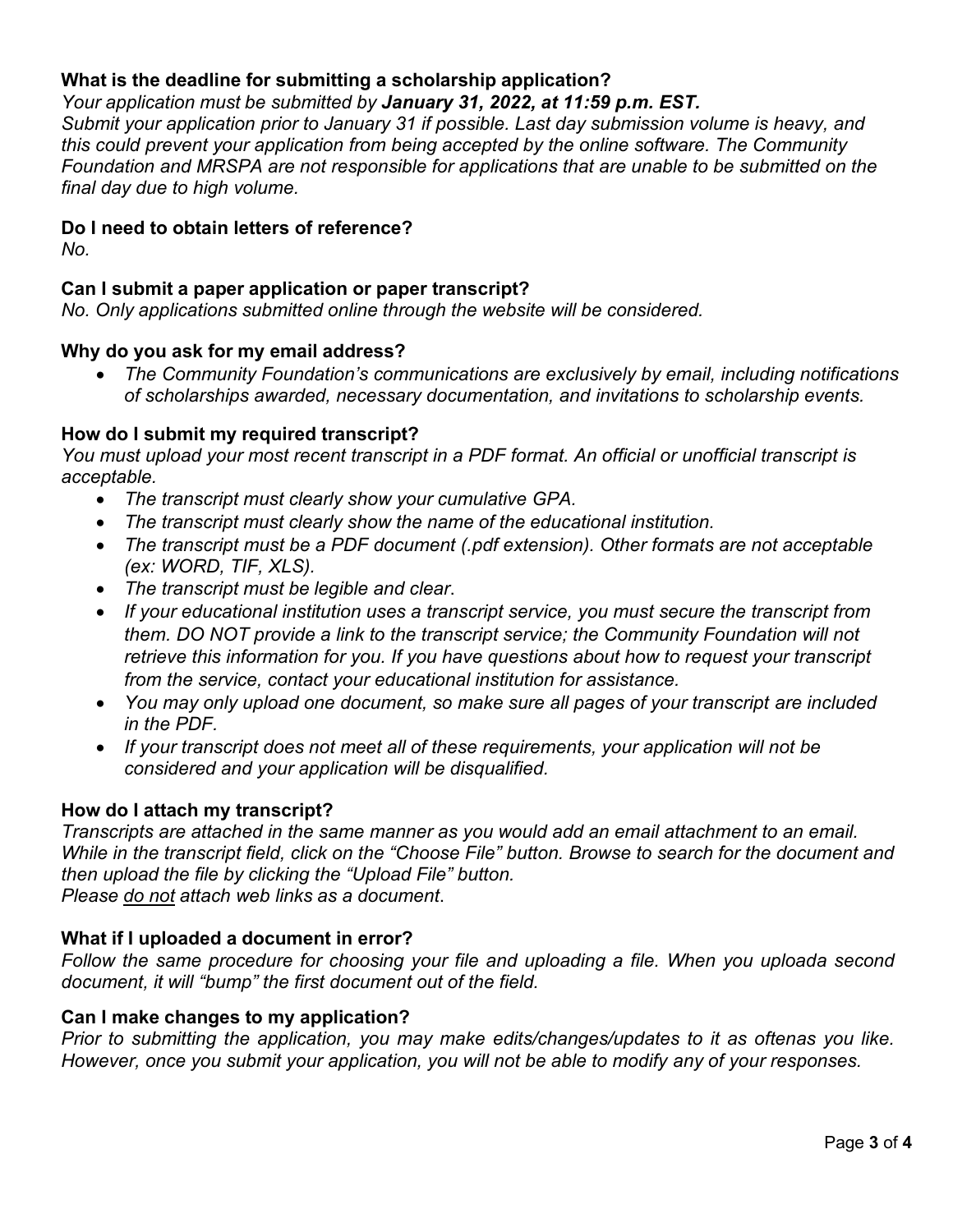**What is the deadline for submitting a scholarship application?**

*Your application must be submitted by **January 31, 2022, at 11:59 p.m. EST.***

*Submit your application prior to January 31 if possible. Last day submission volume is heavy, and this could prevent your application from being accepted by the online software. The Community Foundation and MRSPA are not responsible for applications that are unable to be submitted on the final day due to high volume.*

**Do I need to obtain letters of reference?**

*No.*

**Can I submit a paper application or paper transcript?**

*No. Only applications submitted online through the website will be considered.*

**Why do you ask for my email address?**

- *The Community Foundation's communications are exclusively by email, including notifications of scholarships awarded, necessary documentation, and invitations to scholarship events.*

**How do I submit my required transcript?**

*You must upload your most recent transcript in a PDF format. An official or unofficial transcript is acceptable.*

- *The transcript must clearly show your cumulative GPA.*
- *The transcript must clearly show the name of the educational institution.*
- *The transcript must be a PDF document (.pdf extension). Other formats are not acceptable (ex: WORD, TIF, XLS).*
- *The transcript must be legible and clear.*
- *If your educational institution uses a transcript service, you must secure the transcript from them. DO NOT provide a link to the transcript service; the Community Foundation will not retrieve this information for you. If you have questions about how to request your transcript from the service, contact your educational institution for assistance.*
- *You may only upload one document, so make sure all pages of your transcript are included in the PDF.*
- *If your transcript does not meet all of these requirements, your application will not be considered and your application will be disqualified.*

**How do I attach my transcript?**

*Transcripts are attached in the same manner as you would add an email attachment to an email. While in the transcript field, click on the "Choose File" button. Browse to search for the document and then upload the file by clicking the "Upload File" button.*

*Please do not attach web links as a document.*

**What if I uploaded a document in error?**

*Follow the same procedure for choosing your file and uploading a file. When you uploada second document, it will "bump" the first document out of the field.*

**Can I make changes to my application?**

*Prior to submitting the application, you may make edits/changes/updates to it as oftenas you like. However, once you submit your application, you will not be able to modify any of your responses.*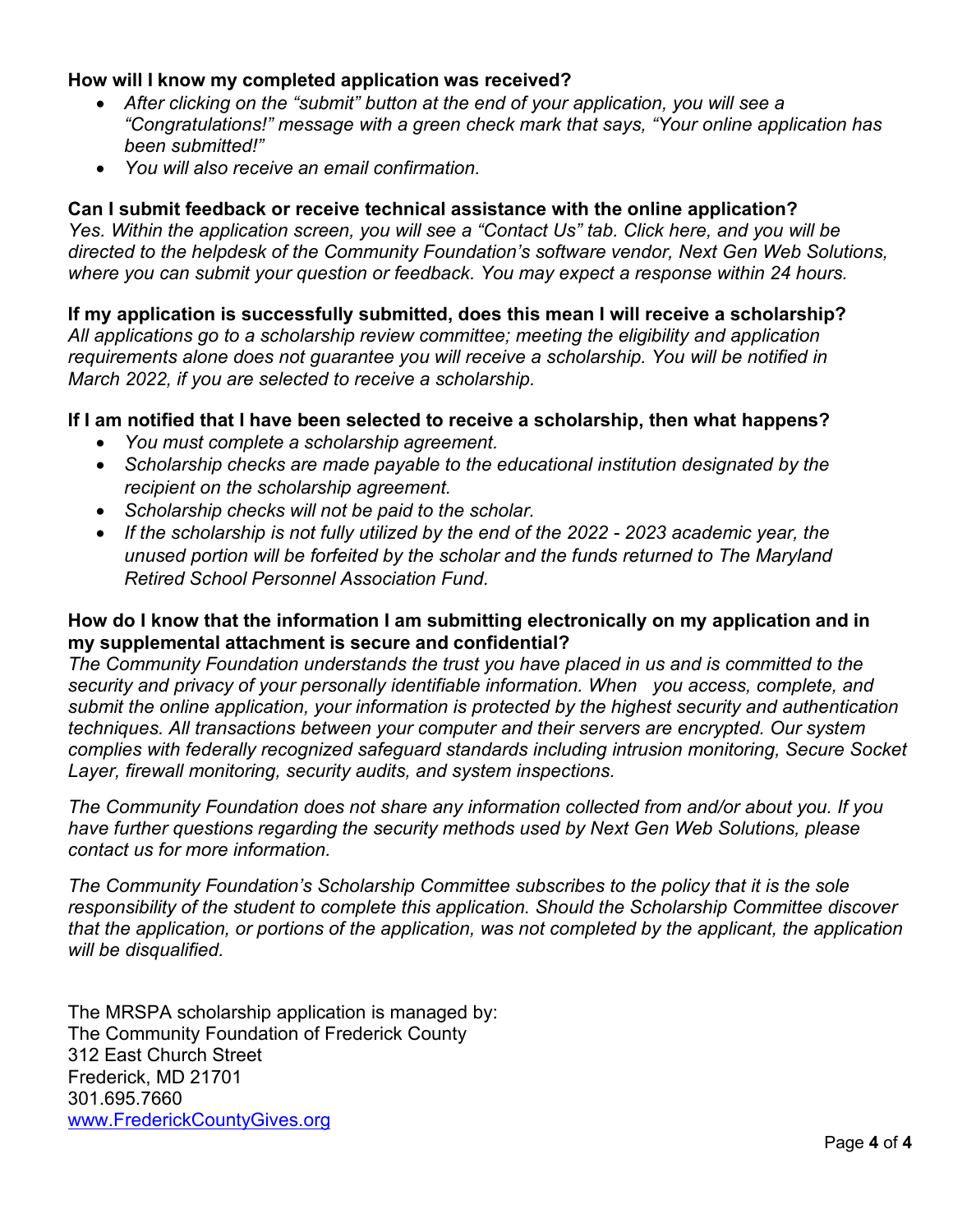**How will I know my completed application was received?**

- *After clicking on the "submit" button at the end of your application, you will see a "Congratulations!" message with a green check mark that says, "Your online application has been submitted!"*
- *You will also receive an email confirmation.*

**Can I submit feedback or receive technical assistance with the online application?**

*Yes. Within the application screen, you will see a "Contact Us" tab. Click here, and you will be directed to the helpdesk of the Community Foundation's software vendor, Next Gen Web Solutions, where you can submit your question or feedback. You may expect a response within 24 hours.*

**If my application is successfully submitted, does this mean I will receive a scholarship?**

*All applications go to a scholarship review committee; meeting the eligibility and application requirements alone does not guarantee you will receive a scholarship. You will be notified in March 2022, if you are selected to receive a scholarship.*

**If I am notified that I have been selected to receive a scholarship, then what happens?**

- *You must complete a scholarship agreement.*
- *Scholarship checks are made payable to the educational institution designated by the recipient on the scholarship agreement.*
- *Scholarship checks will not be paid to the scholar.*
- *If the scholarship is not fully utilized by the end of the 2022 - 2023 academic year, the unused portion will be forfeited by the scholar and the funds returned to The Maryland Retired School Personnel Association Fund.*

**How do I know that the information I am submitting electronically on my application and in my supplemental attachment is secure and confidential?**

*The Community Foundation understands the trust you have placed in us and is committed to the security and privacy of your personally identifiable information. When you access, complete, and submit the online application, your information is protected by the highest security and authentication techniques. All transactions between your computer and their servers are encrypted. Our system complies with federally recognized safeguard standards including intrusion monitoring, Secure Socket Layer, firewall monitoring, security audits, and system inspections.*

*The Community Foundation does not share any information collected from and/or about you. If you have further questions regarding the security methods used by Next Gen Web Solutions, please contact us for more information.*

*The Community Foundation's Scholarship Committee subscribes to the policy that it is the sole responsibility of the student to complete this application. Should the Scholarship Committee discover that the application, or portions of the application, was not completed by the applicant, the application will be disqualified.*

The MRSPA scholarship application is managed by:
The Community Foundation of Frederick County
312 East Church Street
Frederick, MD 21701
301.695.7660
[www.FrederickCountyGives.org](http://www.FrederickCountyGives.org)